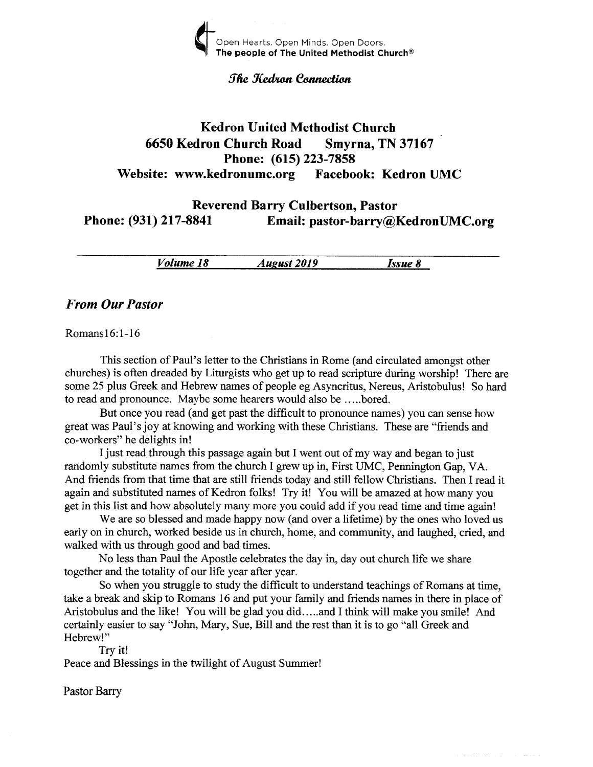Open Hearts. Open Minds. Open Doors.
**The people of The United Methodist Church®**

*The Kedron Connection*

# Kedron United Methodist Church

**6650 Kedron Church Road Smyrna, TN 37167**
**Phone: (615) 223-7858**
**Website: www.kedronumc.org Facebook: Kedron UMC**

**Reverend Barry Culbertson, Pastor**
**Phone: (931) 217-8841 Email: pastor-barry@KedronUMC.org**

***Volume 18*** ***August 2019*** ***Issue 8***

## *From Our Pastor*

Romans16:1-16

This section of Paul's letter to the Christians in Rome (and circulated amongst other churches) is often dreaded by Liturgists who get up to read scripture during worship! There are some 25 plus Greek and Hebrew names of people eg Asyncritus, Nereus, Aristobulus! So hard to read and pronounce. Maybe some hearers would also be .....bored.

But once you read (and get past the difficult to pronounce names) you can sense how great was Paul's joy at knowing and working with these Christians. These are "friends and co-workers" he delights in!

I just read through this passage again but I went out of my way and began to just randomly substitute names from the church I grew up in, First UMC, Pennington Gap, VA. And friends from that time that are still friends today and still fellow Christians. Then I read it again and substituted names of Kedron folks! Try it! You will be amazed at how many you get in this list and how absolutely many more you could add if you read time and time again!

We are so blessed and made happy now (and over a lifetime) by the ones who loved us early on in church, worked beside us in church, home, and community, and laughed, cried, and walked with us through good and bad times.

No less than Paul the Apostle celebrates the day in, day out church life we share together and the totality of our life year after year.

So when you struggle to study the difficult to understand teachings of Romans at time, take a break and skip to Romans 16 and put your family and friends names in there in place of Aristobulus and the like! You will be glad you did.....and I think will make you smile! And certainly easier to say "John, Mary, Sue, Bill and the rest than it is to go "all Greek and Hebrew!"

Try it!

Peace and Blessings in the twilight of August Summer!

Pastor Barry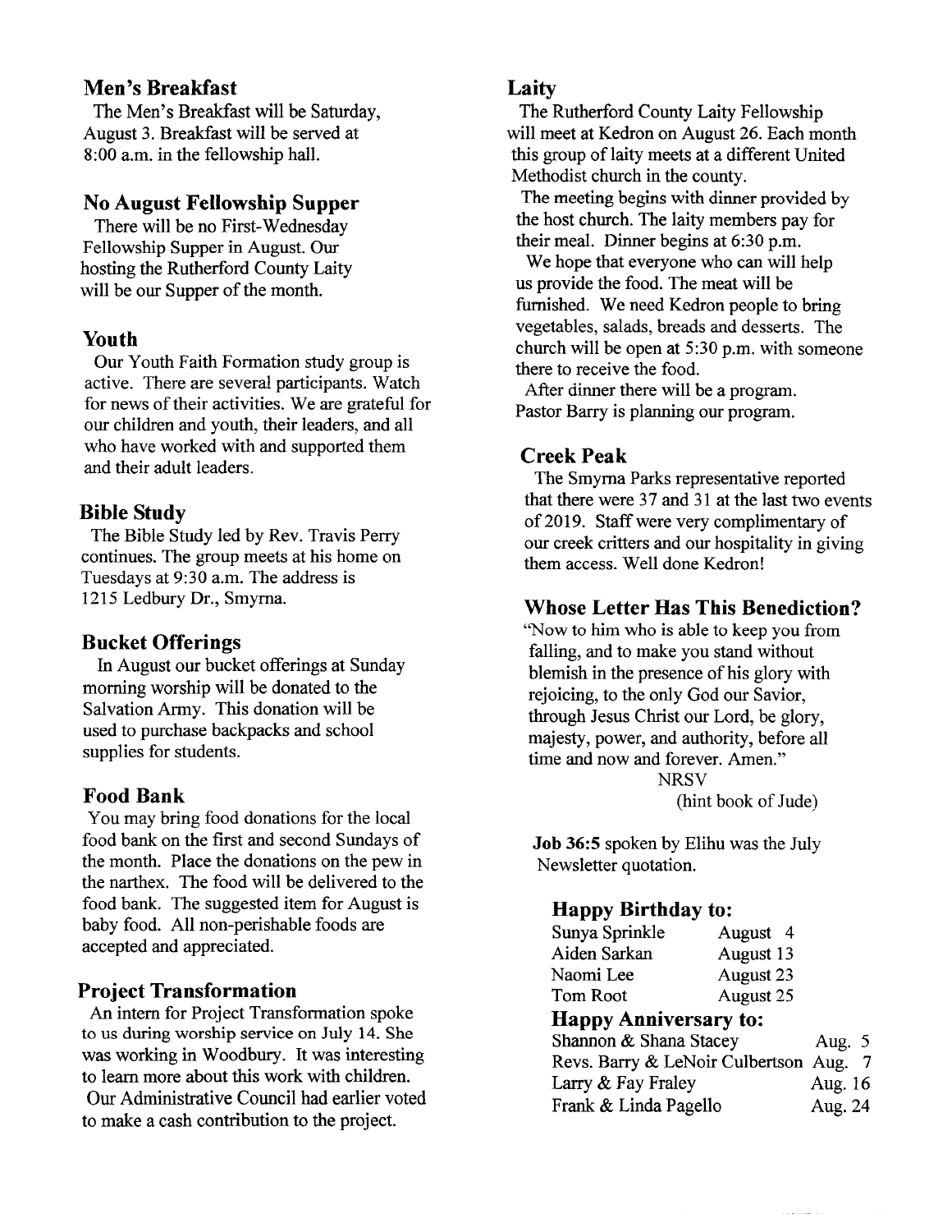## Men's Breakfast

The Men's Breakfast will be Saturday, August 3. Breakfast will be served at 8:00 a.m. in the fellowship hall.

## No August Fellowship Supper

There will be no First-Wednesday Fellowship Supper in August. Our hosting the Rutherford County Laity will be our Supper of the month.

## Youth

Our Youth Faith Formation study group is active. There are several participants. Watch for news of their activities. We are grateful for our children and youth, their leaders, and all who have worked with and supported them and their adult leaders.

## Bible Study

The Bible Study led by Rev. Travis Perry continues. The group meets at his home on Tuesdays at 9:30 a.m. The address is 1215 Ledbury Dr., Smyrna.

## Bucket Offerings

In August our bucket offerings at Sunday morning worship will be donated to the Salvation Army. This donation will be used to purchase backpacks and school supplies for students.

## Food Bank

You may bring food donations for the local food bank on the first and second Sundays of the month. Place the donations on the pew in the narthex. The food will be delivered to the food bank. The suggested item for August is baby food. All non-perishable foods are accepted and appreciated.

## Project Transformation

An intern for Project Transformation spoke to us during worship service on July 14. She was working in Woodbury. It was interesting to learn more about this work with children. Our Administrative Council had earlier voted to make a cash contribution to the project.

## Laity

The Rutherford County Laity Fellowship will meet at Kedron on August 26. Each month this group of laity meets at a different United Methodist church in the county.

The meeting begins with dinner provided by the host church. The laity members pay for their meal. Dinner begins at 6:30 p.m.

We hope that everyone who can will help us provide the food. The meat will be furnished. We need Kedron people to bring vegetables, salads, breads and desserts. The church will be open at 5:30 p.m. with someone there to receive the food.

After dinner there will be a program. Pastor Barry is planning our program.

## Creek Peak

The Smyrna Parks representative reported that there were 37 and 31 at the last two events of 2019. Staff were very complimentary of our creek critters and our hospitality in giving them access. Well done Kedron!

## Whose Letter Has This Benediction?

"Now to him who is able to keep you from falling, and to make you stand without blemish in the presence of his glory with rejoicing, to the only God our Savior, through Jesus Christ our Lord, be glory, majesty, power, and authority, before all time and now and forever. Amen."

NRSV

(hint book of Jude)

**Job 36:5** spoken by Elihu was the July Newsletter quotation.

## Happy Birthday to:

| | |
|---|---|
| Sunya Sprinkle | August 4 |
| Aiden Sarkan | August 13 |
| Naomi Lee | August 23 |
| Tom Root | August 25 |

## Happy Anniversary to:

| | |
|---|---|
| Shannon & Shana Stacey | Aug. 5 |
| Revs. Barry & LeNoir Culbertson | Aug. 7 |
| Larry & Fay Fraley | Aug. 16 |
| Frank & Linda Pagello | Aug. 24 |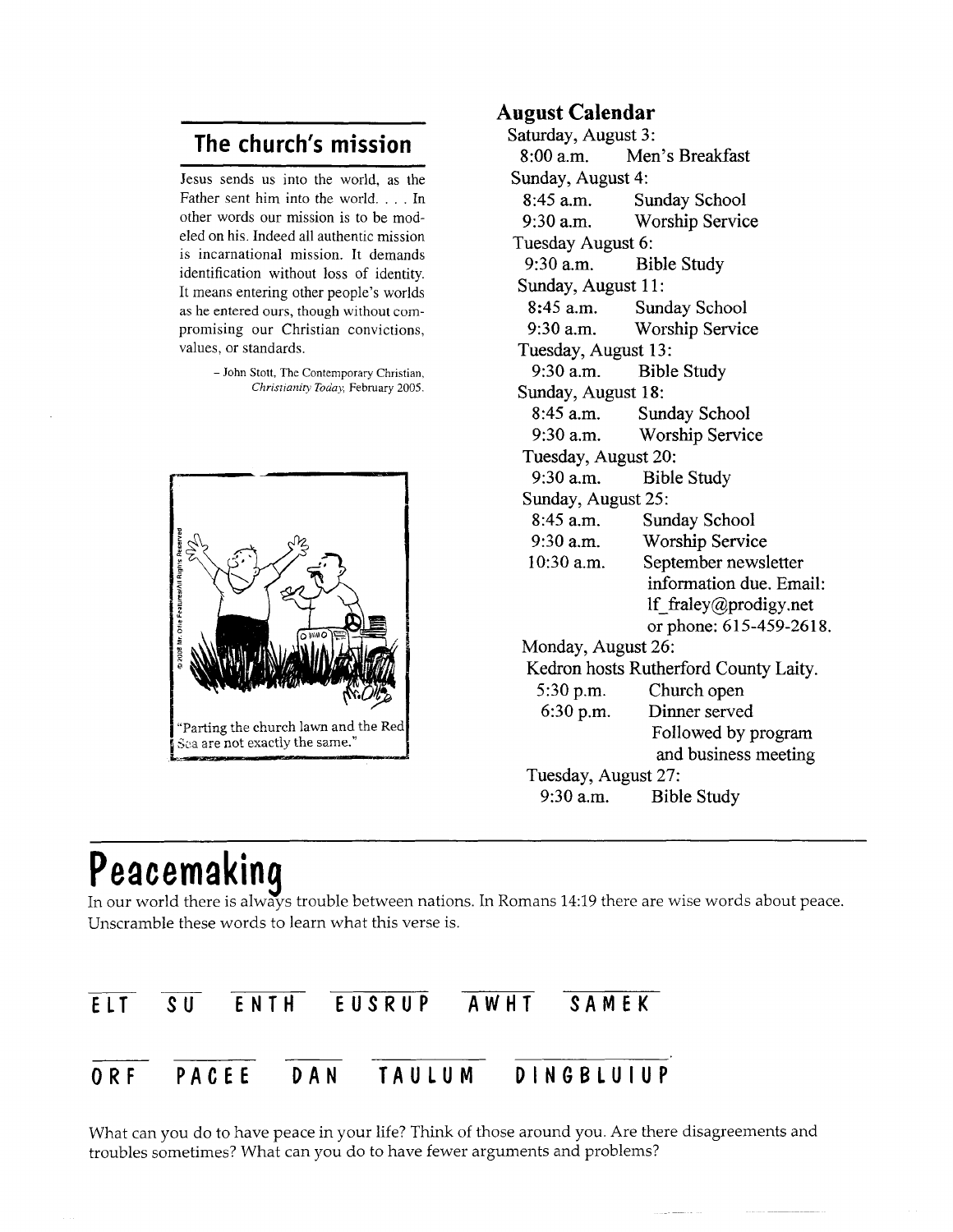## The church's mission

Jesus sends us into the world, as the Father sent him into the world. . . . In other words our mission is to be modeled on his. Indeed all authentic mission is incarnational mission. It demands identification without loss of identity. It means entering other people's worlds as he entered ours, though without compromising our Christian convictions, values, or standards.

– John Stott, The Contemporary Christian, *Christianity Today*, February 2005.

"Parting the church lawn and the Red Sea are not exactly the same."

## August Calendar

Saturday, August 3:
- 8:00 a.m. Men's Breakfast

Sunday, August 4:
- 8:45 a.m. Sunday School
- 9:30 a.m. Worship Service

Tuesday August 6:
- 9:30 a.m. Bible Study

Sunday, August 11:
- 8:45 a.m. Sunday School
- 9:30 a.m. Worship Service

Tuesday, August 13:
- 9:30 a.m. Bible Study

Sunday, August 18:
- 8:45 a.m. Sunday School
- 9:30 a.m. Worship Service

Tuesday, August 20:
- 9:30 a.m. Bible Study

Sunday, August 25:
- 8:45 a.m. Sunday School
- 9:30 a.m. Worship Service
- 10:30 a.m. September newsletter information due. Email: lf_fraley@prodigy.net or phone: 615-459-2618.

Monday, August 26:
Kedron hosts Rutherford County Laity.
- 5:30 p.m. Church open
- 6:30 p.m. Dinner served Followed by program and business meeting

Tuesday, August 27:
- 9:30 a.m. Bible Study

# Peacemaking

In our world there is always trouble between nations. In Romans 14:19 there are wise words about peace. Unscramble these words to learn what this verse is.

ELT SU ENTH EUSRUP AWHT SAMEK

ORF PACEE DAN TAULUM DINGBLUIUP

What can you do to have peace in your life? Think of those around you. Are there disagreements and troubles sometimes? What can you do to have fewer arguments and problems?